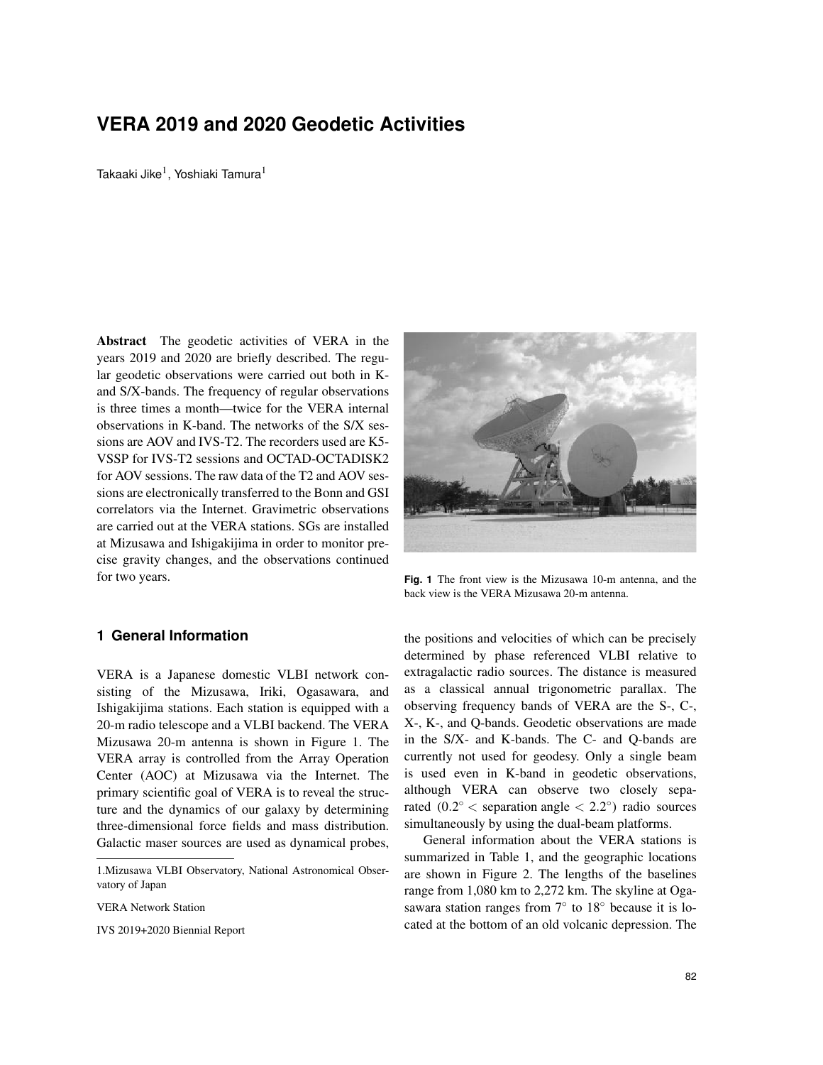# VERA 2019 and 2020 Geodetic Activities

Takaaki Jike[1], Yoshiaki Tamura[1]

**Abstract** The geodetic activities of VERA in the years 2019 and 2020 are briefly described. The regular geodetic observations were carried out both in K- and S/X-bands. The frequency of regular observations is three times a month—twice for the VERA internal observations in K-band. The networks of the S/X sessions are AOV and IVS-T2. The recorders used are K5-VSSP for IVS-T2 sessions and OCTAD-OCTADISK2 for AOV sessions. The raw data of the T2 and AOV sessions are electronically transferred to the Bonn and GSI correlators via the Internet. Gravimetric observations are carried out at the VERA stations. SGs are installed at Mizusawa and Ishigakijima in order to monitor precise gravity changes, and the observations continued for two years.

**Fig. 1** The front view is the Mizusawa 10-m antenna, and the back view is the VERA Mizusawa 20-m antenna.

## 1 General Information

VERA is a Japanese domestic VLBI network consisting of the Mizusawa, Iriki, Ogasawara, and Ishigakijima stations. Each station is equipped with a 20-m radio telescope and a VLBI backend. The VERA Mizusawa 20-m antenna is shown in Figure 1. The VERA array is controlled from the Array Operation Center (AOC) at Mizusawa via the Internet. The primary scientific goal of VERA is to reveal the structure and the dynamics of our galaxy by determining three-dimensional force fields and mass distribution. Galactic maser sources are used as dynamical probes, the positions and velocities of which can be precisely determined by phase referenced VLBI relative to extragalactic radio sources. The distance is measured as a classical annual trigonometric parallax. The observing frequency bands of VERA are the S-, C-, X-, K-, and Q-bands. Geodetic observations are made in the S/X- and K-bands. The C- and Q-bands are currently not used for geodesy. Only a single beam is used even in K-band in geodetic observations, although VERA can observe two closely separated ($0.2^\circ <$ separation angle $< 2.2^\circ$) radio sources simultaneously by using the dual-beam platforms.

General information about the VERA stations is summarized in Table 1, and the geographic locations are shown in Figure 2. The lengths of the baselines range from 1,080 km to 2,272 km. The skyline at Ogasawara station ranges from 7° to 18° because it is located at the bottom of an old volcanic depression. The

1.Mizusawa VLBI Observatory, National Astronomical Observatory of Japan

VERA Network Station

IVS 2019+2020 Biennial Report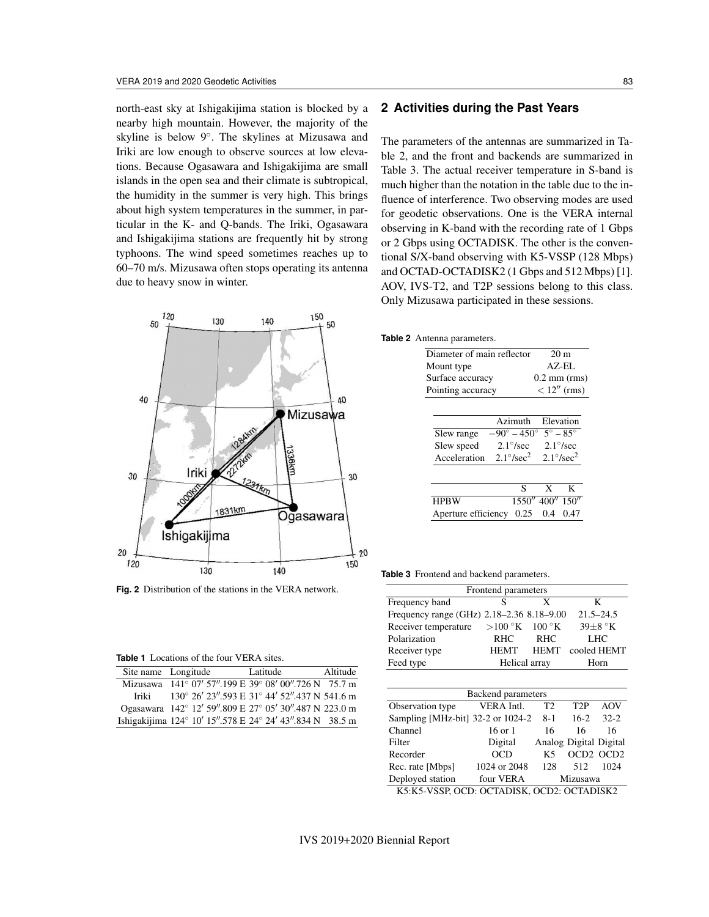north-east sky at Ishigakijima station is blocked by a nearby high mountain. However, the majority of the skyline is below 9°. The skylines at Mizusawa and Iriki are low enough to observe sources at low elevations. Because Ogasawara and Ishigakijima are small islands in the open sea and their climate is subtropical, the humidity in the summer is very high. This brings about high system temperatures in the summer, in particular in the K- and Q-bands. The Iriki, Ogasawara and Ishigakijima stations are frequently hit by strong typhoons. The wind speed sometimes reaches up to 60–70 m/s. Mizusawa often stops operating its antenna due to heavy snow in winter.

**Fig. 2** Distribution of the stations in the VERA network.

**Table 1** Locations of the four VERA sites.

| Site name | Longitude | Latitude | Altitude |
|---|---|---|---|
| Mizusawa | 141° 07′ 57″.199 E | 39° 08′ 00″.726 N | 75.7 m |
| Iriki | 130° 26′ 23″.593 E | 31° 44′ 52″.437 N | 541.6 m |
| Ogasawara | 142° 12′ 59″.809 E | 27° 05′ 30″.487 N | 223.0 m |
| Ishigakijima | 124° 10′ 15″.578 E | 24° 24′ 43″.834 N | 38.5 m |

## 2 Activities during the Past Years

The parameters of the antennas are summarized in Table 2, and the front and backends are summarized in Table 3. The actual receiver temperature in S-band is much higher than the notation in the table due to the influence of interference. Two observing modes are used for geodetic observations. One is the VERA internal observing in K-band with the recording rate of 1 Gbps or 2 Gbps using OCTADISK. The other is the conventional S/X-band observing with K5-VSSP (128 Mbps) and OCTAD-OCTADISK2 (1 Gbps and 512 Mbps) [1]. AOV, IVS-T2, and T2P sessions belong to this class. Only Mizusawa participated in these sessions.

**Table 2** Antenna parameters.

| | |
|---|---|
| Diameter of main reflector | 20 m |
| Mount type | AZ-EL |
| Surface accuracy | 0.2 mm (rms) |
| Pointing accuracy | < 12″ (rms) |

| | Azimuth | Elevation |
|---|---|---|
| Slew range | −90° – 450° | 5° – 85° |
| Slew speed | 2.1°/sec | 2.1°/sec |
| Acceleration | 2.1°/sec$^2$ | 2.1°/sec$^2$ |

| | S | X | K |
|---|---|---|---|
| HPBW | 1550″ | 400″ | 150″ |
| Aperture efficiency | 0.25 | 0.4 | 0.47 |

**Table 3** Frontend and backend parameters.

| Frontend parameters | | | |
|---|---|---|---|
| Frequency band | S | X | K |
| Frequency range (GHz) | 2.18–2.36 | 8.18–9.00 | 21.5–24.5 |
| Receiver temperature | >100 °K | 100 °K | 39±8 °K |
| Polarization | RHC | RHC | LHC |
| Receiver type | HEMT | HEMT | cooled HEMT |
| Feed type | Helical array | | Horn |

| Backend parameters | | | | |
|---|---|---|---|---|
| Observation type | VERA Intl. | T2 | T2P | AOV |
| Sampling [MHz-bit] | 32-2 or 1024-2 | 8-1 | 16-2 | 32-2 |
| Channel | 16 or 1 | 16 | 16 | 16 |
| Filter | Digital | Analog | Digital | Digital |
| Recorder | OCD | K5 | OCD2 | OCD2 |
| Rec. rate [Mbps] | 1024 or 2048 | 128 | 512 | 1024 |
| Deployed station | four VERA | Mizusawa | | |

K5:K5-VSSP, OCD: OCTADISK, OCD2: OCTADISK2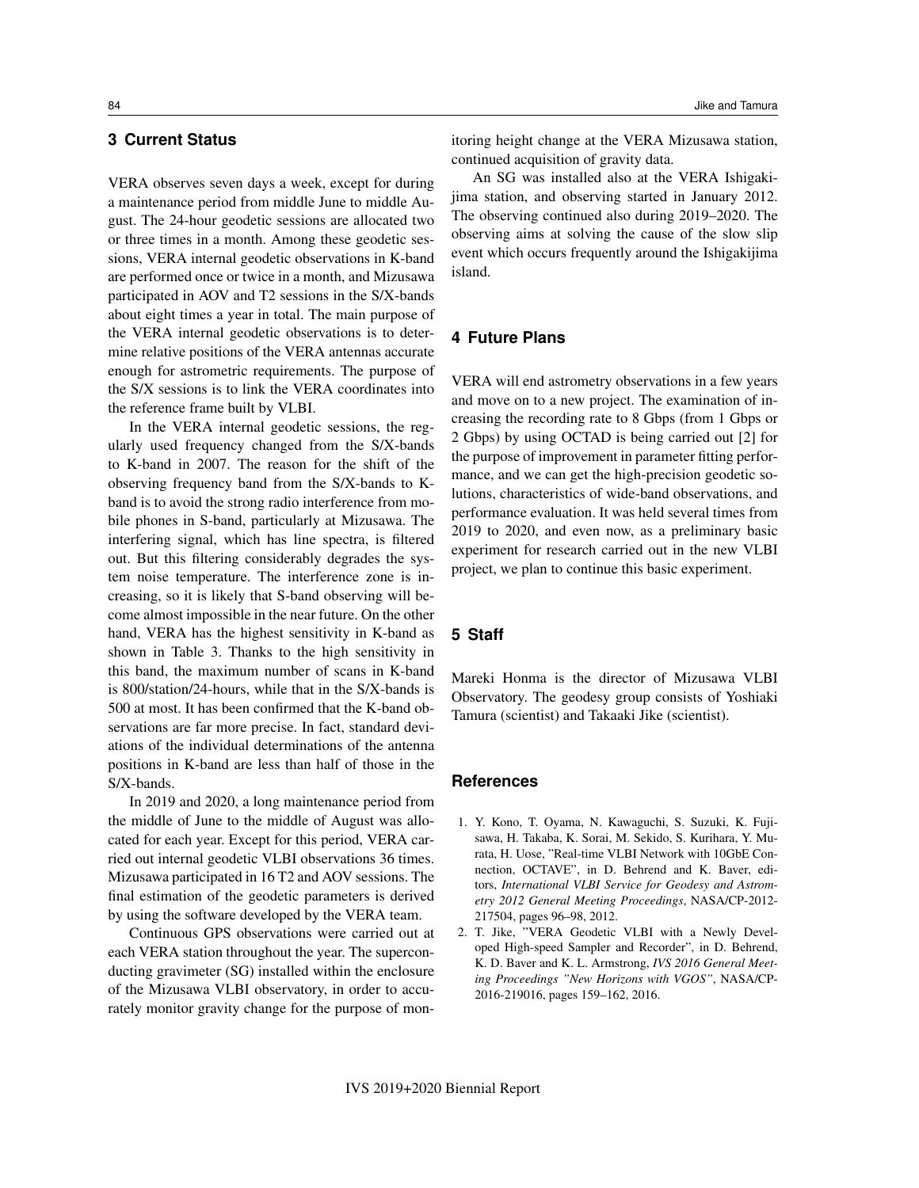## 3 Current Status

VERA observes seven days a week, except for during a maintenance period from middle June to middle August. The 24-hour geodetic sessions are allocated two or three times in a month. Among these geodetic sessions, VERA internal geodetic observations in K-band are performed once or twice in a month, and Mizusawa participated in AOV and T2 sessions in the S/X-bands about eight times a year in total. The main purpose of the VERA internal geodetic observations is to determine relative positions of the VERA antennas accurate enough for astrometric requirements. The purpose of the S/X sessions is to link the VERA coordinates into the reference frame built by VLBI.

In the VERA internal geodetic sessions, the regularly used frequency changed from the S/X-bands to K-band in 2007. The reason for the shift of the observing frequency band from the S/X-bands to K-band is to avoid the strong radio interference from mobile phones in S-band, particularly at Mizusawa. The interfering signal, which has line spectra, is filtered out. But this filtering considerably degrades the system noise temperature. The interference zone is increasing, so it is likely that S-band observing will become almost impossible in the near future. On the other hand, VERA has the highest sensitivity in K-band as shown in Table 3. Thanks to the high sensitivity in this band, the maximum number of scans in K-band is 800/station/24-hours, while that in the S/X-bands is 500 at most. It has been confirmed that the K-band observations are far more precise. In fact, standard deviations of the individual determinations of the antenna positions in K-band are less than half of those in the S/X-bands.

In 2019 and 2020, a long maintenance period from the middle of June to the middle of August was allocated for each year. Except for this period, VERA carried out internal geodetic VLBI observations 36 times. Mizusawa participated in 16 T2 and AOV sessions. The final estimation of the geodetic parameters is derived by using the software developed by the VERA team.

Continuous GPS observations were carried out at each VERA station throughout the year. The superconducting gravimeter (SG) installed within the enclosure of the Mizusawa VLBI observatory, in order to accurately monitor gravity change for the purpose of monitoring height change at the VERA Mizusawa station, continued acquisition of gravity data.

An SG was installed also at the VERA Ishigakijima station, and observing started in January 2012. The observing continued also during 2019–2020. The observing aims at solving the cause of the slow slip event which occurs frequently around the Ishigakijima island.

## 4 Future Plans

VERA will end astrometry observations in a few years and move on to a new project. The examination of increasing the recording rate to 8 Gbps (from 1 Gbps or 2 Gbps) by using OCTAD is being carried out [2] for the purpose of improvement in parameter fitting performance, and we can get the high-precision geodetic solutions, characteristics of wide-band observations, and performance evaluation. It was held several times from 2019 to 2020, and even now, as a preliminary basic experiment for research carried out in the new VLBI project, we plan to continue this basic experiment.

## 5 Staff

Mareki Honma is the director of Mizusawa VLBI Observatory. The geodesy group consists of Yoshiaki Tamura (scientist) and Takaaki Jike (scientist).

## References

1. Y. Kono, T. Oyama, N. Kawaguchi, S. Suzuki, K. Fujisawa, H. Takaba, K. Sorai, M. Sekido, S. Kurihara, Y. Murata, H. Uose, "Real-time VLBI Network with 10GbE Connection, OCTAVE", in D. Behrend and K. Baver, editors, *International VLBI Service for Geodesy and Astrometry 2012 General Meeting Proceedings*, NASA/CP-2012-217504, pages 96–98, 2012.
2. T. Jike, "VERA Geodetic VLBI with a Newly Developed High-speed Sampler and Recorder", in D. Behrend, K. D. Baver and K. L. Armstrong, *IVS 2016 General Meeting Proceedings "New Horizons with VGOS"*, NASA/CP-2016-219016, pages 159–162, 2016.